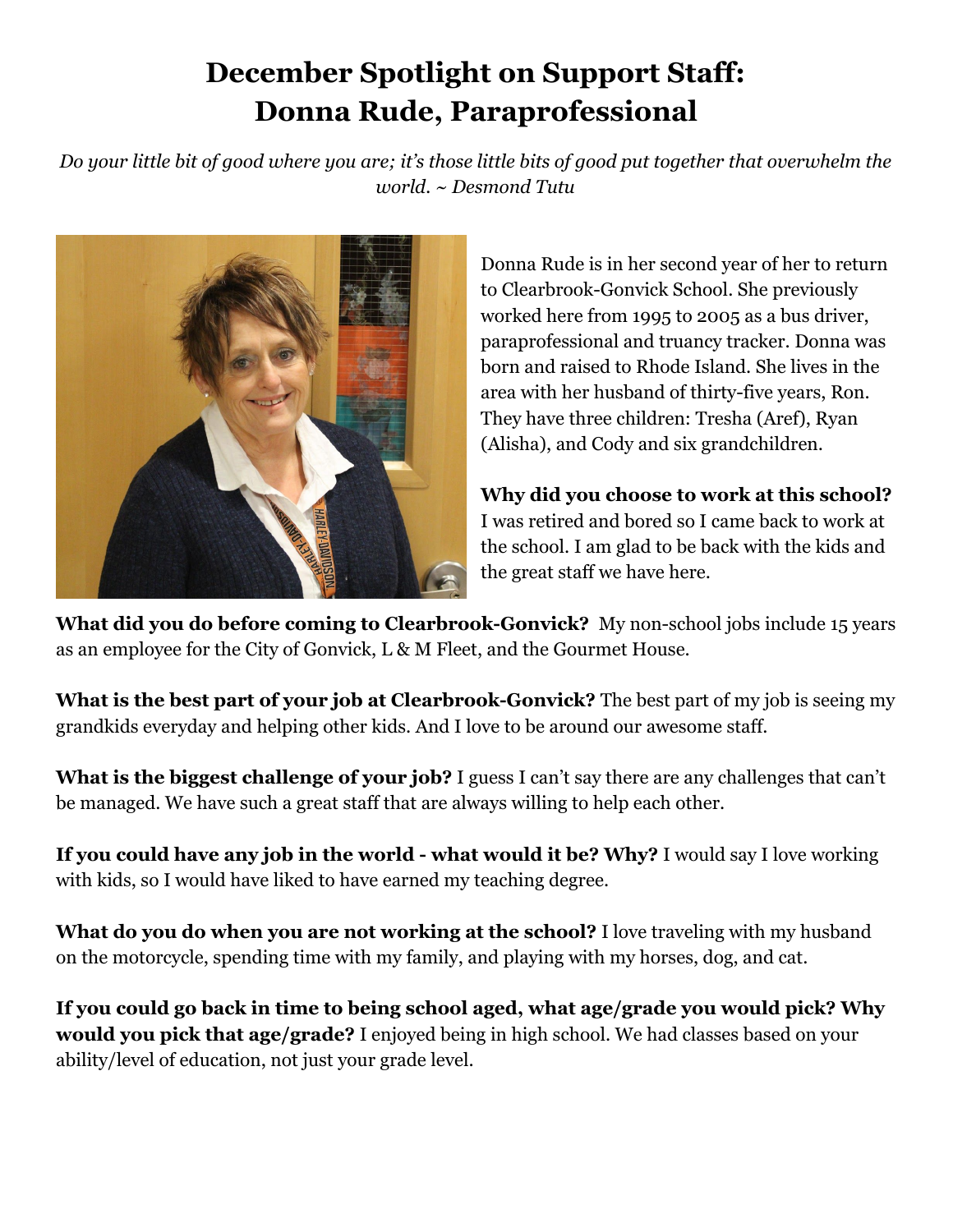# December Spotlight on Support Staff: Donna Rude, Paraprofessional

*Do your little bit of good where you are; it's those little bits of good put together that overwhelm the world. ~ Desmond Tutu*

Donna Rude is in her second year of her to return to Clearbrook-Gonvick School. She previously worked here from 1995 to 2005 as a bus driver, paraprofessional and truancy tracker. Donna was born and raised to Rhode Island. She lives in the area with her husband of thirty-five years, Ron. They have three children: Tresha (Aref), Ryan (Alisha), and Cody and six grandchildren.

**Why did you choose to work at this school?** I was retired and bored so I came back to work at the school. I am glad to be back with the kids and the great staff we have here.

**What did you do before coming to Clearbrook-Gonvick?** My non-school jobs include 15 years as an employee for the City of Gonvick, L & M Fleet, and the Gourmet House.

**What is the best part of your job at Clearbrook-Gonvick?** The best part of my job is seeing my grandkids everyday and helping other kids. And I love to be around our awesome staff.

**What is the biggest challenge of your job?** I guess I can't say there are any challenges that can't be managed. We have such a great staff that are always willing to help each other.

**If you could have any job in the world - what would it be? Why?** I would say I love working with kids, so I would have liked to have earned my teaching degree.

**What do you do when you are not working at the school?** I love traveling with my husband on the motorcycle, spending time with my family, and playing with my horses, dog, and cat.

**If you could go back in time to being school aged, what age/grade you would pick? Why would you pick that age/grade?** I enjoyed being in high school. We had classes based on your ability/level of education, not just your grade level.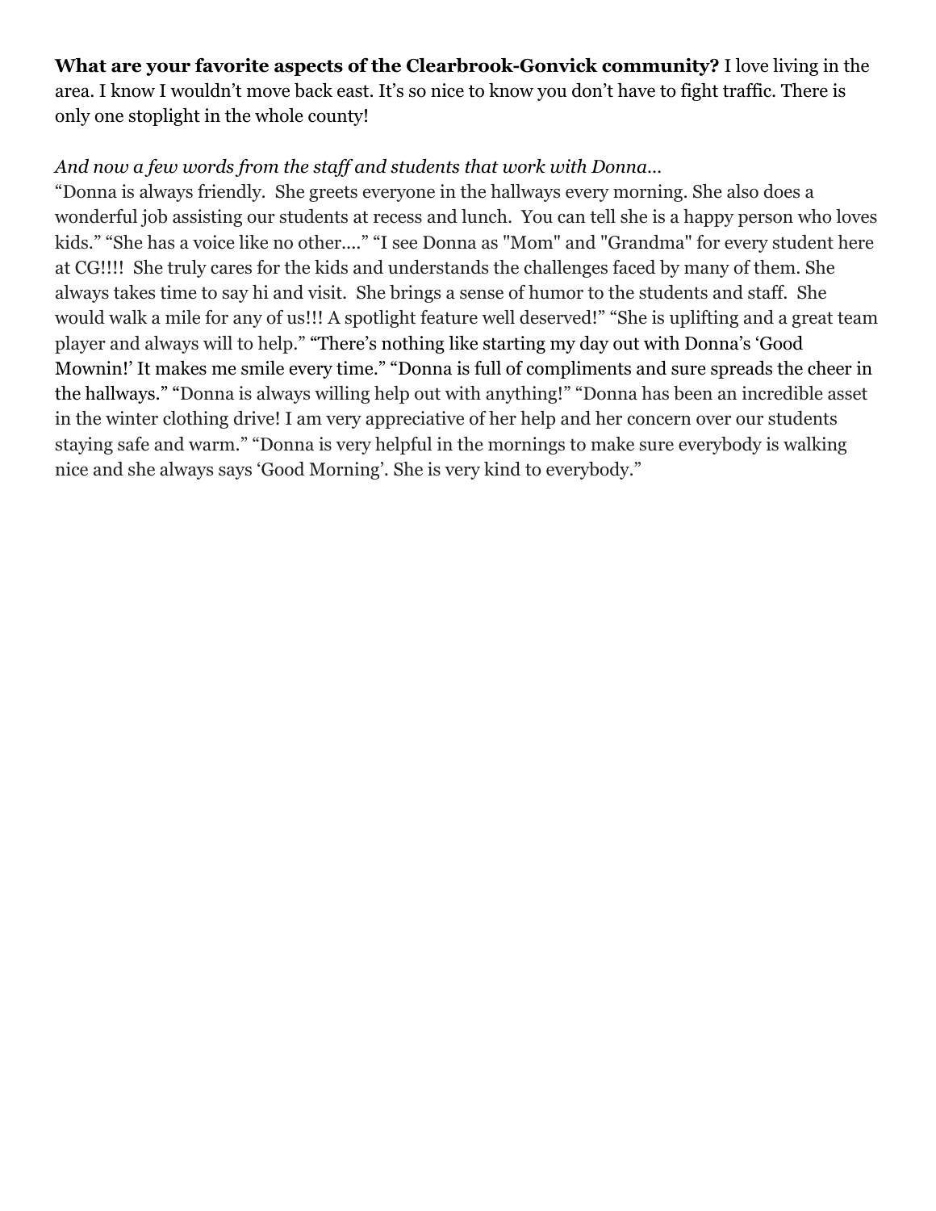**What are your favorite aspects of the Clearbrook-Gonvick community?** I love living in the area. I know I wouldn't move back east. It's so nice to know you don't have to fight traffic. There is only one stoplight in the whole county!

*And now a few words from the staff and students that work with Donna…*

"Donna is always friendly. She greets everyone in the hallways every morning. She also does a wonderful job assisting our students at recess and lunch. You can tell she is a happy person who loves kids." "She has a voice like no other…." "I see Donna as "Mom" and "Grandma" for every student here at CG!!!! She truly cares for the kids and understands the challenges faced by many of them. She always takes time to say hi and visit. She brings a sense of humor to the students and staff. She would walk a mile for any of us!!! A spotlight feature well deserved!" "She is uplifting and a great team player and always will to help." "There's nothing like starting my day out with Donna's 'Good Mownin!' It makes me smile every time." "Donna is full of compliments and sure spreads the cheer in the hallways." "Donna is always willing help out with anything!" "Donna has been an incredible asset in the winter clothing drive! I am very appreciative of her help and her concern over our students staying safe and warm." "Donna is very helpful in the mornings to make sure everybody is walking nice and she always says 'Good Morning'. She is very kind to everybody."